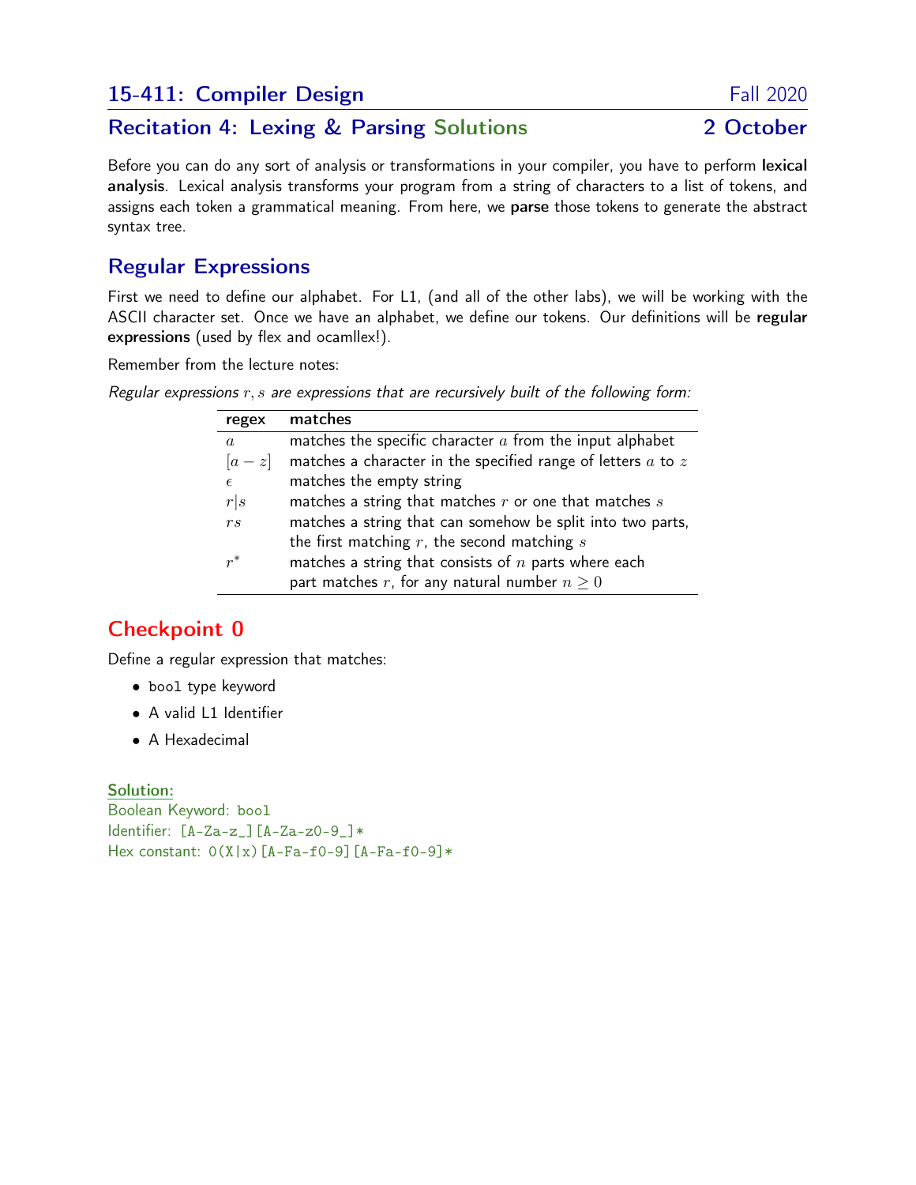# 15-411: Compiler Design — Fall 2020

## Recitation 4: Lexing & Parsing Solutions — 2 October

Before you can do any sort of analysis or transformations in your compiler, you have to perform **lexical analysis**. Lexical analysis transforms your program from a string of characters to a list of tokens, and assigns each token a grammatical meaning. From here, we **parse** those tokens to generate the abstract syntax tree.

## Regular Expressions

First we need to define our alphabet. For L1, (and all of the other labs), we will be working with the ASCII character set. Once we have an alphabet, we define our tokens. Our definitions will be **regular expressions** (used by flex and ocamllex!).

Remember from the lecture notes:

*Regular expressions $r, s$ are expressions that are recursively built of the following form:*

| regex | matches |
|---|---|
| $a$ | matches the specific character $a$ from the input alphabet |
| $[a-z]$ | matches a character in the specified range of letters $a$ to $z$ |
| $\epsilon$ | matches the empty string |
| $r \vert s$ | matches a string that matches $r$ or one that matches $s$ |
| $rs$ | matches a string that can somehow be split into two parts, the first matching $r$, the second matching $s$ |
| $r^*$ | matches a string that consists of $n$ parts where each part matches $r$, for any natural number $n \geq 0$ |

## Checkpoint 0

Define a regular expression that matches:

- `bool` type keyword
- A valid L1 Identifier
- A Hexadecimal

**Solution:**

Boolean Keyword: `bool`

Identifier: `[A-Za-z_][A-Za-z0-9_]*`

Hex constant: `0(X|x)[A-Fa-f0-9][A-Fa-f0-9]*`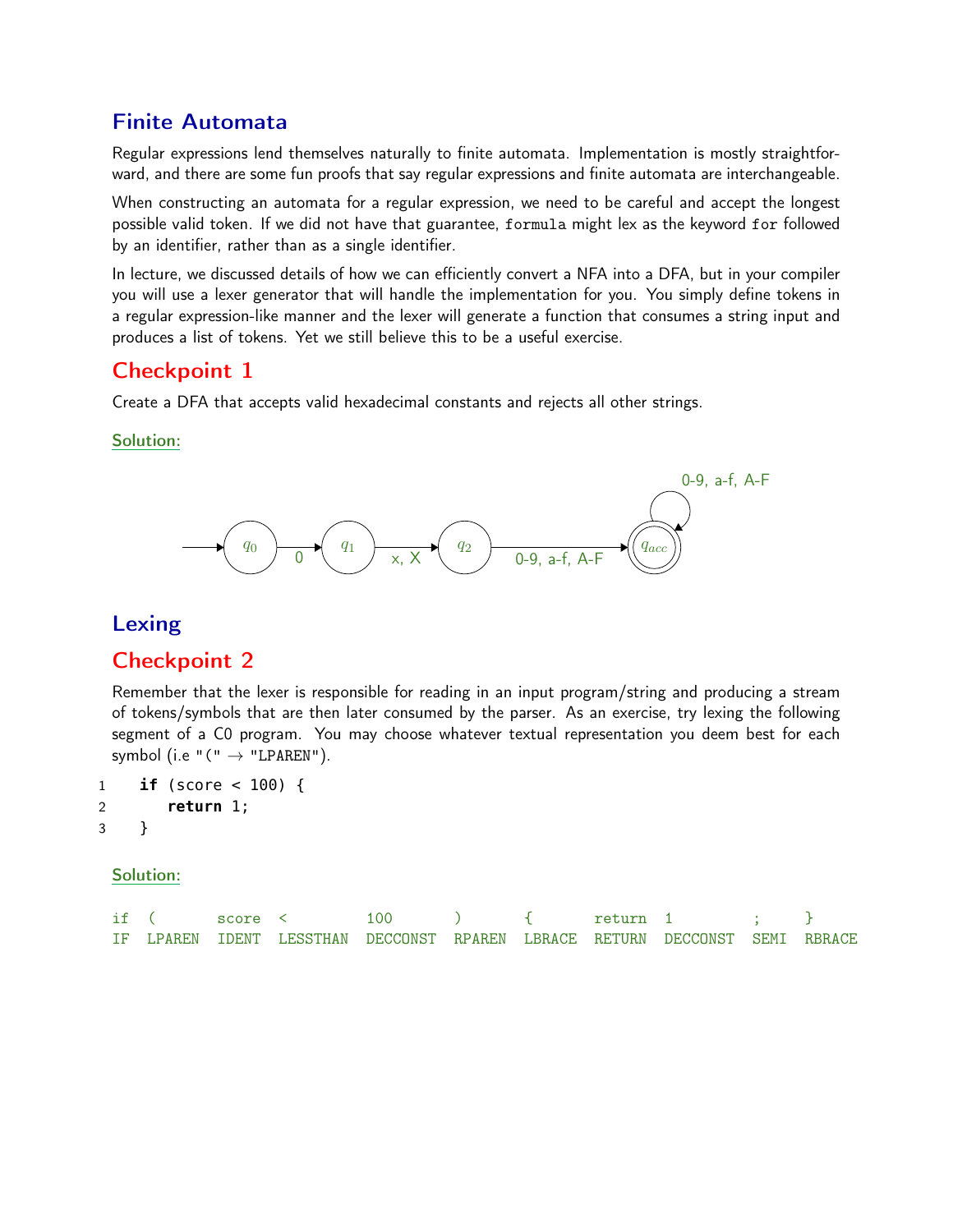## Finite Automata

Regular expressions lend themselves naturally to finite automata. Implementation is mostly straightforward, and there are some fun proofs that say regular expressions and finite automata are interchangeable.

When constructing an automata for a regular expression, we need to be careful and accept the longest possible valid token. If we did not have that guarantee, `formula` might lex as the keyword `for` followed by an identifier, rather than as a single identifier.

In lecture, we discussed details of how we can efficiently convert a NFA into a DFA, but in your compiler you will use a lexer generator that will handle the implementation for you. You simply define tokens in a regular expression-like manner and the lexer will generate a function that consumes a string input and produces a list of tokens. Yet we still believe this to be a useful exercise.

## Checkpoint 1

Create a DFA that accepts valid hexadecimal constants and rejects all other strings.

**Solution:**

$\rightarrow q_0 \xrightarrow{0} q_1 \xrightarrow{\text{x, X}} q_2 \xrightarrow{\text{0-9, a-f, A-F}} q_{acc}$ (accepting), with a self-loop on $q_{acc}$ labeled 0-9, a-f, A-F.

## Lexing

## Checkpoint 2

Remember that the lexer is responsible for reading in an input program/string and producing a stream of tokens/symbols that are then later consumed by the parser. As an exercise, try lexing the following segment of a C0 program. You may choose whatever textual representation you deem best for each symbol (i.e "(" → "LPAREN").

```
1   if (score < 100) {
2      return 1;
3   }
```

**Solution:**

| if | ( | score | < | 100 | ) | { | return | 1 | ; | } |
|---|---|---|---|---|---|---|---|---|---|---|
| IF | LPAREN | IDENT | LESSTHAN | DECCONST | RPAREN | LBRACE | RETURN | DECCONST | SEMI | RBRACE |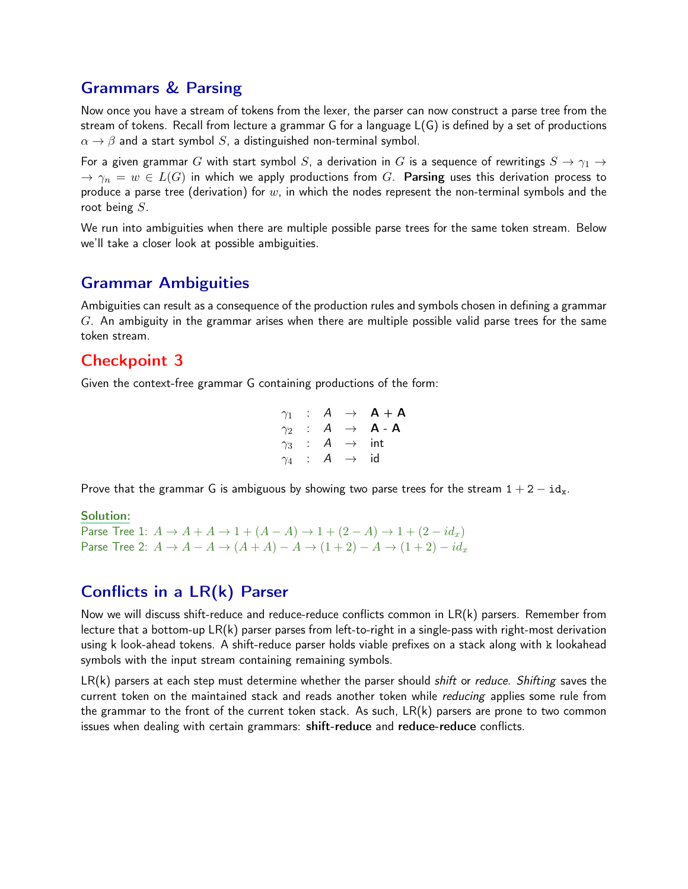## Grammars & Parsing

Now once you have a stream of tokens from the lexer, the parser can now construct a parse tree from the stream of tokens. Recall from lecture a grammar G for a language L(G) is defined by a set of productions $\alpha \rightarrow \beta$ and a start symbol $S$, a distinguished non-terminal symbol.

For a given grammar $G$ with start symbol $S$, a derivation in $G$ is a sequence of rewritings $S \rightarrow \gamma_1 \rightarrow \rightarrow \gamma_n = w \in L(G)$ in which we apply productions from $G$. **Parsing** uses this derivation process to produce a parse tree (derivation) for $w$, in which the nodes represent the non-terminal symbols and the root being $S$.

We run into ambiguities when there are multiple possible parse trees for the same token stream. Below we'll take a closer look at possible ambiguities.

## Grammar Ambiguities

Ambiguities can result as a consequence of the production rules and symbols chosen in defining a grammar $G$. An ambiguity in the grammar arises when there are multiple possible valid parse trees for the same token stream.

### Checkpoint 3

Given the context-free grammar G containing productions of the form:

$$
\begin{aligned}
\gamma_1 &: A \rightarrow \mathbf{A + A} \\
\gamma_2 &: A \rightarrow \mathbf{A - A} \\
\gamma_3 &: A \rightarrow \text{int} \\
\gamma_4 &: A \rightarrow \text{id}
\end{aligned}
$$

Prove that the grammar G is ambiguous by showing two parse trees for the stream $1 + 2 - \mathtt{id_x}$.

Solution:

Parse Tree 1: $A \rightarrow A + A \rightarrow 1 + (A - A) \rightarrow 1 + (2 - A) \rightarrow 1 + (2 - id_x)$

Parse Tree 2: $A \rightarrow A - A \rightarrow (A + A) - A \rightarrow (1 + 2) - A \rightarrow (1 + 2) - id_x$

## Conflicts in a LR(k) Parser

Now we will discuss shift-reduce and reduce-reduce conflicts common in LR(k) parsers. Remember from lecture that a bottom-up LR(k) parser parses from left-to-right in a single-pass with right-most derivation using k look-ahead tokens. A shift-reduce parser holds viable prefixes on a stack along with `k` lookahead symbols with the input stream containing remaining symbols.

LR(k) parsers at each step must determine whether the parser should *shift* or *reduce*. *Shifting* saves the current token on the maintained stack and reads another token while *reducing* applies some rule from the grammar to the front of the current token stack. As such, LR(k) parsers are prone to two common issues when dealing with certain grammars: **shift-reduce** and **reduce-reduce** conflicts.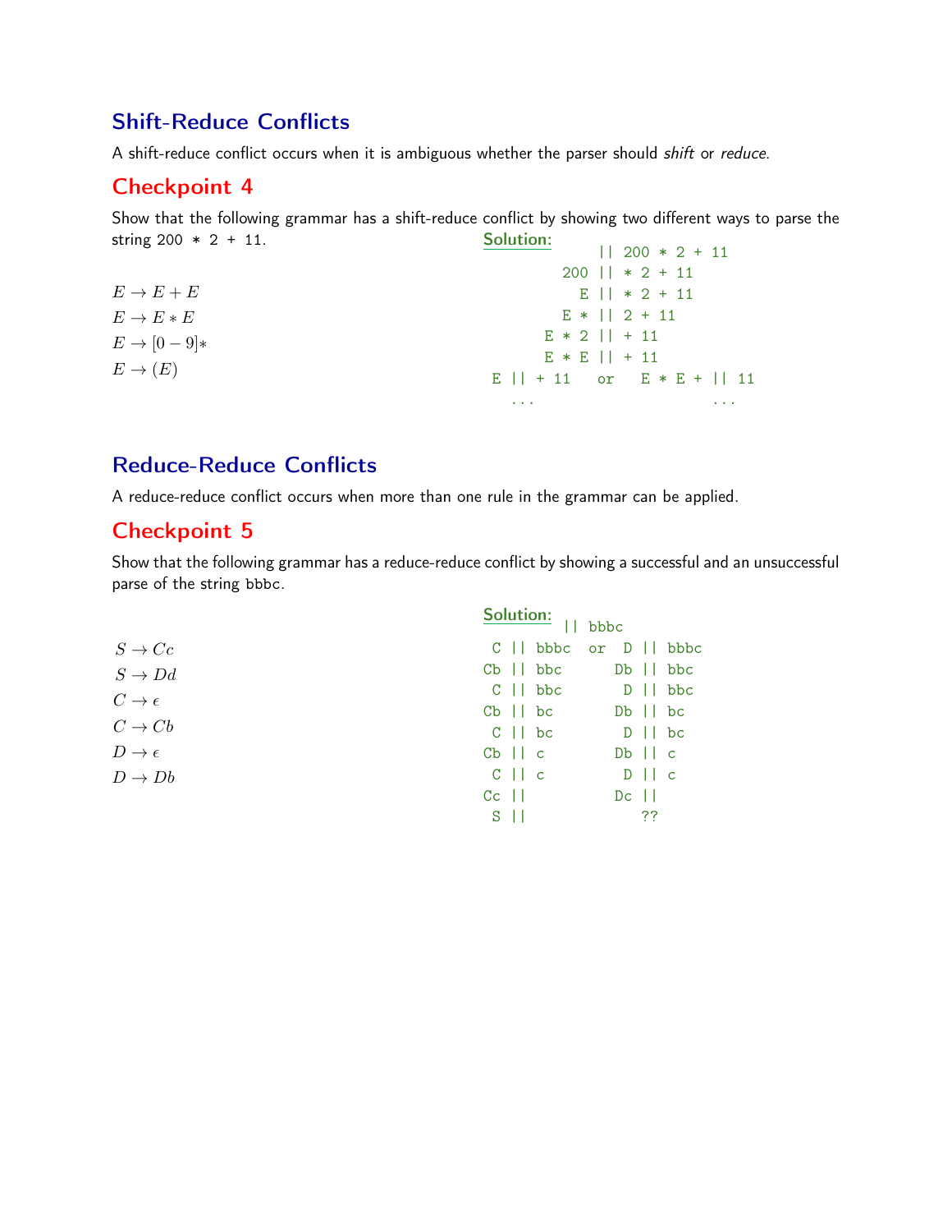## Shift-Reduce Conflicts

A shift-reduce conflict occurs when it is ambiguous whether the parser should *shift* or *reduce*.

## Checkpoint 4

Show that the following grammar has a shift-reduce conflict by showing two different ways to parse the string 200 * 2 + 11.

$E \to E + E$

$E \to E * E$

$E \to [0-9]*$

$E \to (E)$

**Solution:**

```
            || 200 * 2 + 11
         200 || * 2 + 11
           E || * 2 + 11
         E * || 2 + 11
       E * 2 || + 11
       E * E || + 11
 E || + 11   or   E * E + || 11
   ...                    ...
```

## Reduce-Reduce Conflicts

A reduce-reduce conflict occurs when more than one rule in the grammar can be applied.

## Checkpoint 5

Show that the following grammar has a reduce-reduce conflict by showing a successful and an unsuccessful parse of the string bbbc.

$S \to Cc$

$S \to Dd$

$C \to \epsilon$

$C \to Cb$

$D \to \epsilon$

$D \to Db$

**Solution:**

```
    || bbbc
 C || bbbc  or  D || bbbc
Cb || bbc      Db || bbc
 C || bbc       D || bbc
Cb || bc       Db || bc
 C || bc        D || bc
Cb || c        Db || c
 C || c         D || c
Cc ||          Dc ||
 S ||             ??
```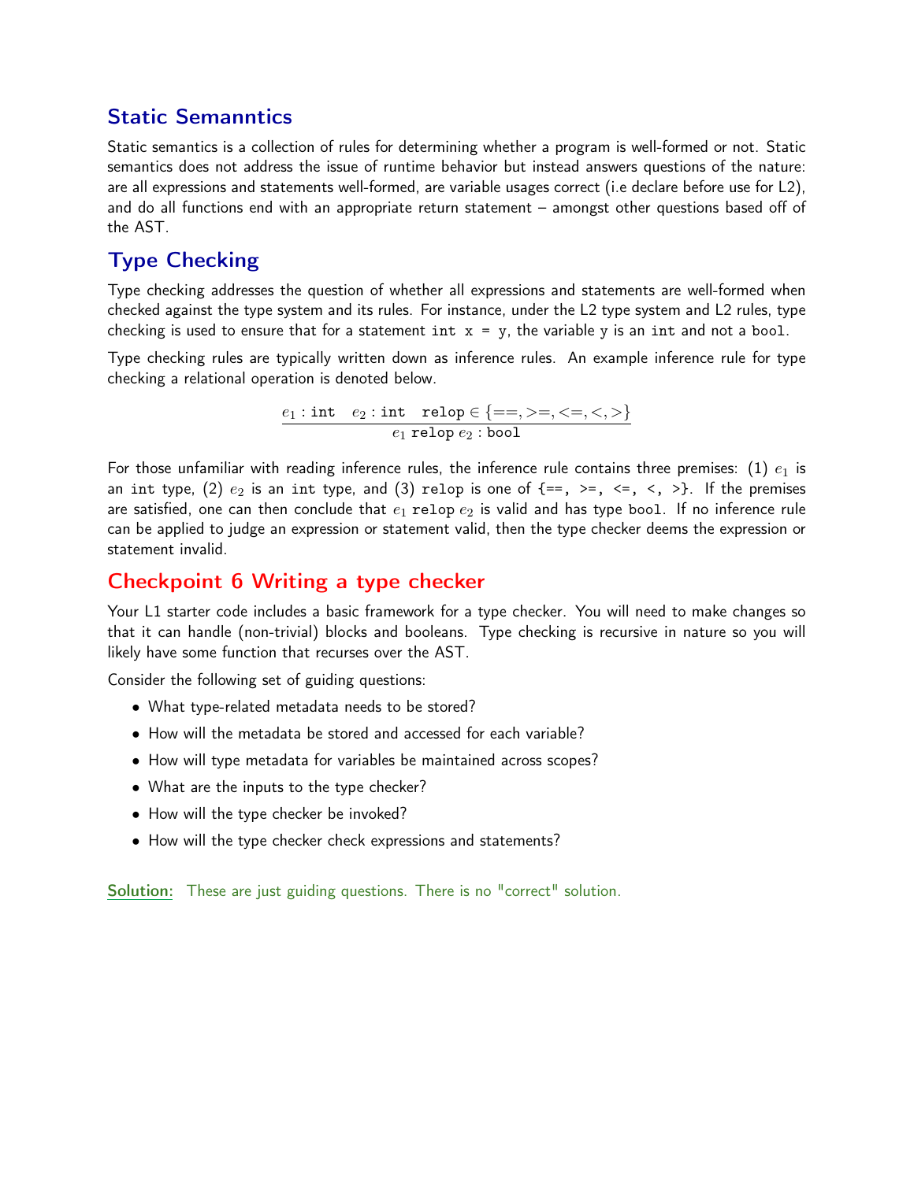## Static Semanntics

Static semantics is a collection of rules for determining whether a program is well-formed or not. Static semantics does not address the issue of runtime behavior but instead answers questions of the nature: are all expressions and statements well-formed, are variable usages correct (i.e declare before use for L2), and do all functions end with an appropriate return statement – amongst other questions based off of the AST.

## Type Checking

Type checking addresses the question of whether all expressions and statements are well-formed when checked against the type system and its rules. For instance, under the L2 type system and L2 rules, type checking is used to ensure that for a statement `int x = y`, the variable `y` is an `int` and not a `bool`.

Type checking rules are typically written down as inference rules. An example inference rule for type checking a relational operation is denoted below.

$$\frac{e_1 : \texttt{int} \quad e_2 : \texttt{int} \quad \texttt{relop} \in \{==, >=, <=, <, >\}}{e_1 \; \texttt{relop} \; e_2 : \texttt{bool}}$$

For those unfamiliar with reading inference rules, the inference rule contains three premises: (1) $e_1$ is an `int` type, (2) $e_2$ is an `int` type, and (3) `relop` is one of {`==, >=, <=, <, >`}. If the premises are satisfied, one can then conclude that $e_1$ `relop` $e_2$ is valid and has type `bool`. If no inference rule can be applied to judge an expression or statement valid, then the type checker deems the expression or statement invalid.

## Checkpoint 6 Writing a type checker

Your L1 starter code includes a basic framework for a type checker. You will need to make changes so that it can handle (non-trivial) blocks and booleans. Type checking is recursive in nature so you will likely have some function that recurses over the AST.

Consider the following set of guiding questions:

- What type-related metadata needs to be stored?
- How will the metadata be stored and accessed for each variable?
- How will type metadata for variables be maintained across scopes?
- What are the inputs to the type checker?
- How will the type checker be invoked?
- How will the type checker check expressions and statements?

**Solution:** These are just guiding questions. There is no "correct" solution.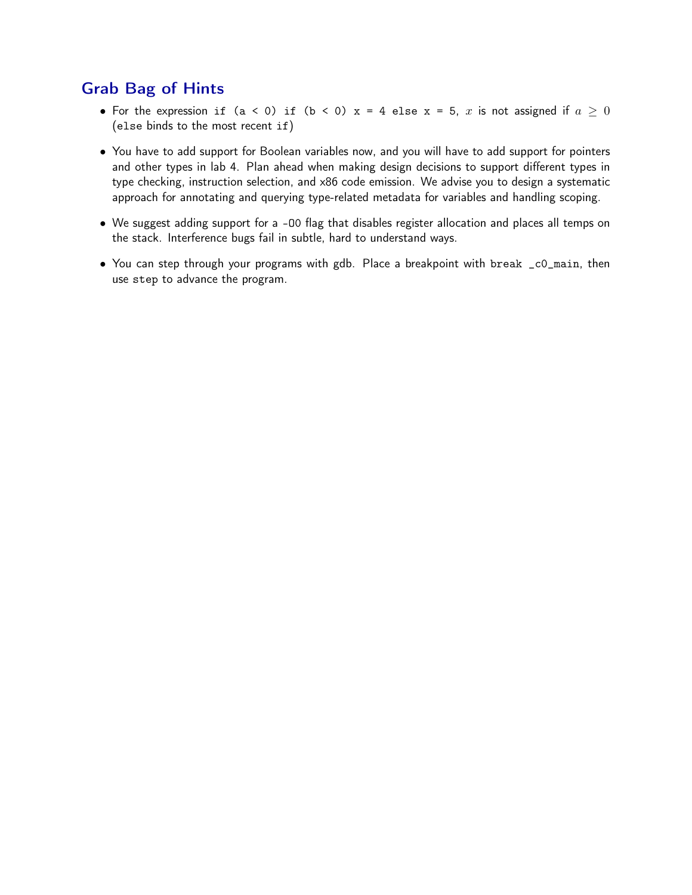## Grab Bag of Hints

- For the expression `if (a < 0) if (b < 0) x = 4 else x = 5`, $x$ is not assigned if $a \geq 0$ (`else` binds to the most recent `if`)
- You have to add support for Boolean variables now, and you will have to add support for pointers and other types in lab 4. Plan ahead when making design decisions to support different types in type checking, instruction selection, and x86 code emission. We advise you to design a systematic approach for annotating and querying type-related metadata for variables and handling scoping.
- We suggest adding support for a `-O0` flag that disables register allocation and places all temps on the stack. Interference bugs fail in subtle, hard to understand ways.
- You can step through your programs with gdb. Place a breakpoint with `break _c0_main`, then use `step` to advance the program.